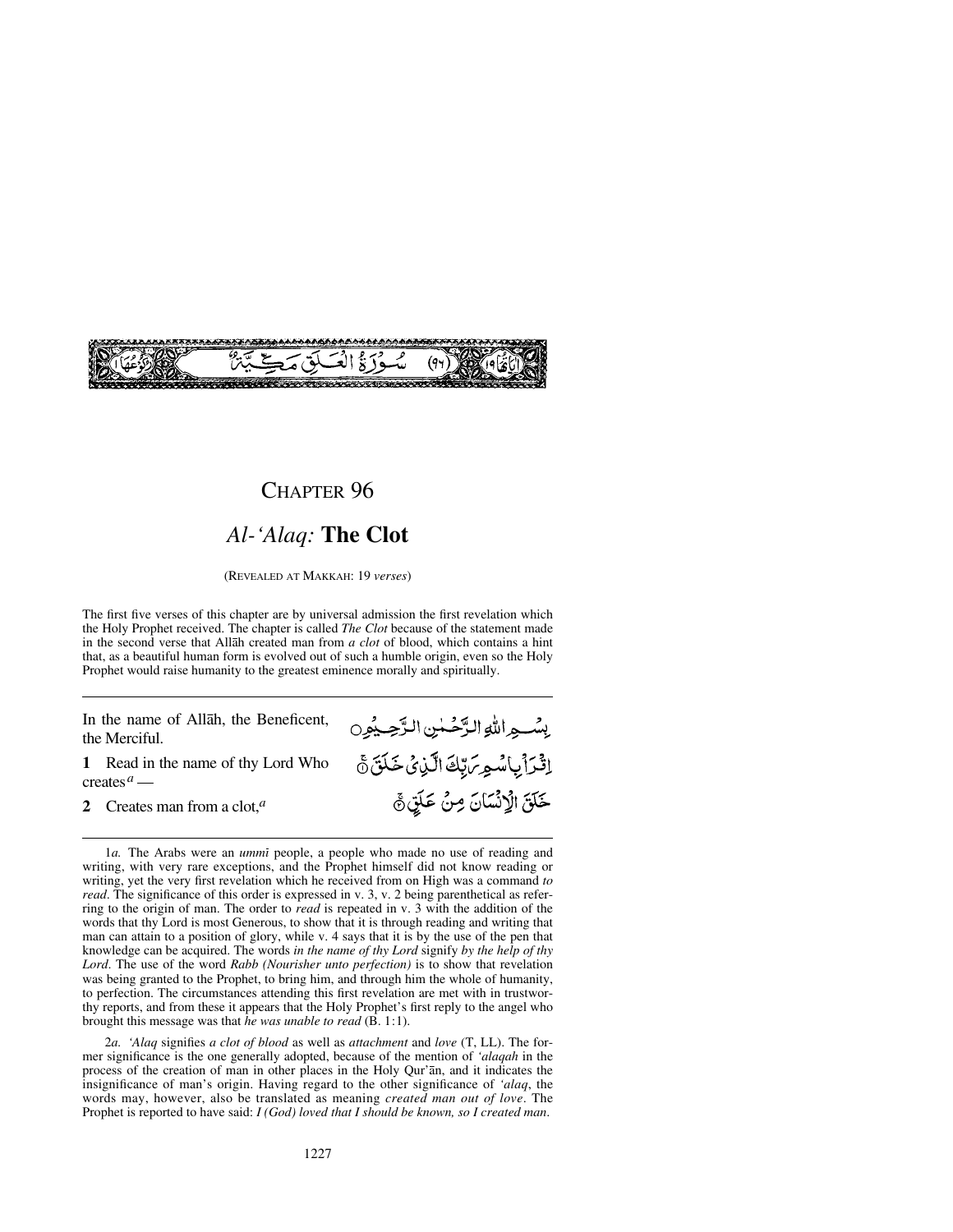سُورَةُ الْعَلَقِ مَكِّيَّةٌ (٩٦)

# Chapter 96

## *Al-'Alaq:* **The Clot**

(Revealed at Makkah: 19 *verses*)

The first five verses of this chapter are by universal admission the first revelation which the Holy Prophet received. The chapter is called *The Clot* because of the statement made in the second verse that Allāh created man from *a clot* of blood, which contains a hint that, as a beautiful human form is evolved out of such a humble origin, even so the Holy Prophet would raise humanity to the greatest eminence morally and spiritually.

---

In the name of Allāh, the Beneficent, the Merciful.

بِسْمِ اللّٰهِ الرَّحْمٰنِ الرَّحِيْمِ

**1** Read in the name of thy Lord Who creates[a] —

اِقْرَاْ بِاسْمِ رَبِّكَ الَّذِيْ خَلَقَ ۚ

**2** Creates man from a clot,[a]

خَلَقَ الْاِنْسَانَ مِنْ عَلَقٍ ۚ

---

1*a.* The Arabs were an *ummī* people, a people who made no use of reading and writing, with very rare exceptions, and the Prophet himself did not know reading or writing, yet the very first revelation which he received from on High was a command *to read*. The significance of this order is expressed in v. 3, v. 2 being parenthetical as referring to the origin of man. The order to *read* is repeated in v. 3 with the addition of the words that thy Lord is most Generous, to show that it is through reading and writing that man can attain to a position of glory, while v. 4 says that it is by the use of the pen that knowledge can be acquired. The words *in the name of thy Lord* signify *by the help of thy Lord*. The use of the word *Rabb (Nourisher unto perfection)* is to show that revelation was being granted to the Prophet, to bring him, and through him the whole of humanity, to perfection. The circumstances attending this first revelation are met with in trustworthy reports, and from these it appears that the Holy Prophet's first reply to the angel who brought this message was that *he was unable to read* (B. 1:1).

2*a.* *'Alaq* signifies *a clot of blood* as well as *attachment* and *love* (T, LL). The former significance is the one generally adopted, because of the mention of *'alaqah* in the process of the creation of man in other places in the Holy Qur'ān, and it indicates the insignificance of man's origin. Having regard to the other significance of *'alaq*, the words may, however, also be translated as meaning *created man out of love*. The Prophet is reported to have said: *I (God) loved that I should be known, so I created man*.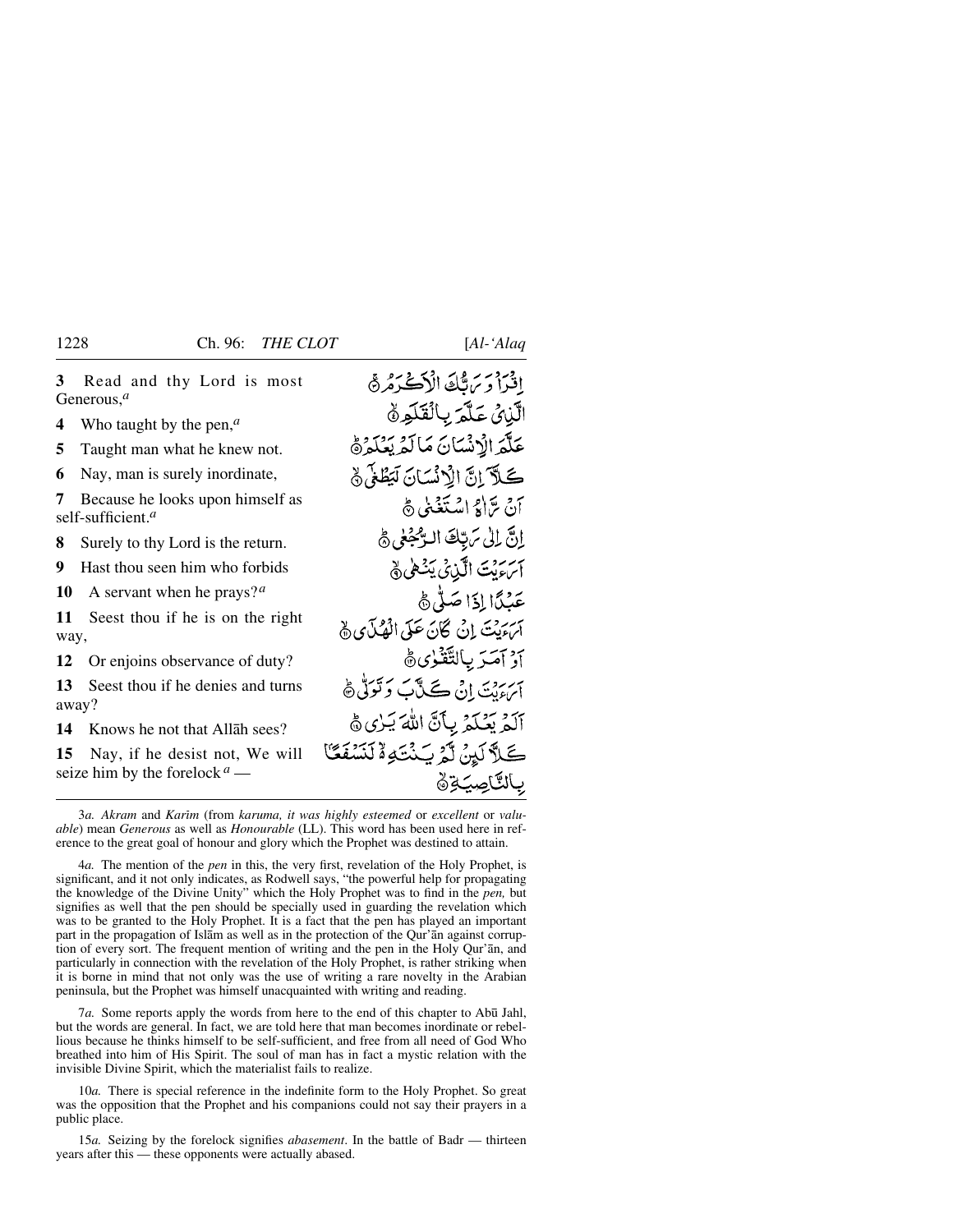3 Read and thy Lord is most Generous,[a]

4 Who taught by the pen,[a]

5 Taught man what he knew not.

6 Nay, man is surely inordinate,

7 Because he looks upon himself as self-sufficient.[a]

8 Surely to thy Lord is the return.

9 Hast thou seen him who forbids

10 A servant when he prays?[a]

11 Seest thou if he is on the right way,

12 Or enjoins observance of duty?

13 Seest thou if he denies and turns away?

14 Knows he not that Allāh sees?

15 Nay, if he desist not, We will seize him by the forelock [a] —

اقْرَأْ وَرَبُّكَ الْأَكْرَمُ ۝

الَّذِي عَلَّمَ بِالْقَلَمِ ۝

عَلَّمَ الْإِنْسَانَ مَا لَمْ يَعْلَمْ ۝

كَلَّا إِنَّ الْإِنْسَانَ لَيَطْغَىٰ ۝

أَنْ رَآهُ اسْتَغْنَىٰ ۝

إِنَّ إِلَىٰ رَبِّكَ الرُّجْعَىٰ ۝

أَرَأَيْتَ الَّذِي يَنْهَىٰ ۝

عَبْدًا إِذَا صَلَّىٰ ۝

أَرَأَيْتَ إِنْ كَانَ عَلَى الْهُدَىٰ ۝

أَوْ أَمَرَ بِالتَّقْوَىٰ ۝

أَرَأَيْتَ إِنْ كَذَّبَ وَتَوَلَّىٰ ۝

أَلَمْ يَعْلَمْ بِأَنَّ اللَّهَ يَرَىٰ ۝

كَلَّا لَئِنْ لَمْ يَنْتَهِ لَنَسْفَعًا بِالنَّاصِيَةِ ۝

---

3*a.* *Akram* and *Karīm* (from *karuma, it was highly esteemed* or *excellent* or *valuable*) mean *Generous* as well as *Honourable* (LL). This word has been used here in reference to the great goal of honour and glory which the Prophet was destined to attain.

4*a.* The mention of the *pen* in this, the very first, revelation of the Holy Prophet, is significant, and it not only indicates, as Rodwell says, "the powerful help for propagating the knowledge of the Divine Unity" which the Holy Prophet was to find in the *pen,* but signifies as well that the pen should be specially used in guarding the revelation which was to be granted to the Holy Prophet. It is a fact that the pen has played an important part in the propagation of Islām as well as in the protection of the Qur'ān against corruption of every sort. The frequent mention of writing and the pen in the Holy Qur'ān, and particularly in connection with the revelation of the Holy Prophet, is rather striking when it is borne in mind that not only was the use of writing a rare novelty in the Arabian peninsula, but the Prophet was himself unacquainted with writing and reading.

7*a.* Some reports apply the words from here to the end of this chapter to Abū Jahl, but the words are general. In fact, we are told here that man becomes inordinate or rebellious because he thinks himself to be self-sufficient, and free from all need of God Who breathed into him of His Spirit. The soul of man has in fact a mystic relation with the invisible Divine Spirit, which the materialist fails to realize.

10*a.* There is special reference in the indefinite form to the Holy Prophet. So great was the opposition that the Prophet and his companions could not say their prayers in a public place.

15*a.* Seizing by the forelock signifies *abasement*. In the battle of Badr — thirteen years after this — these opponents were actually abased.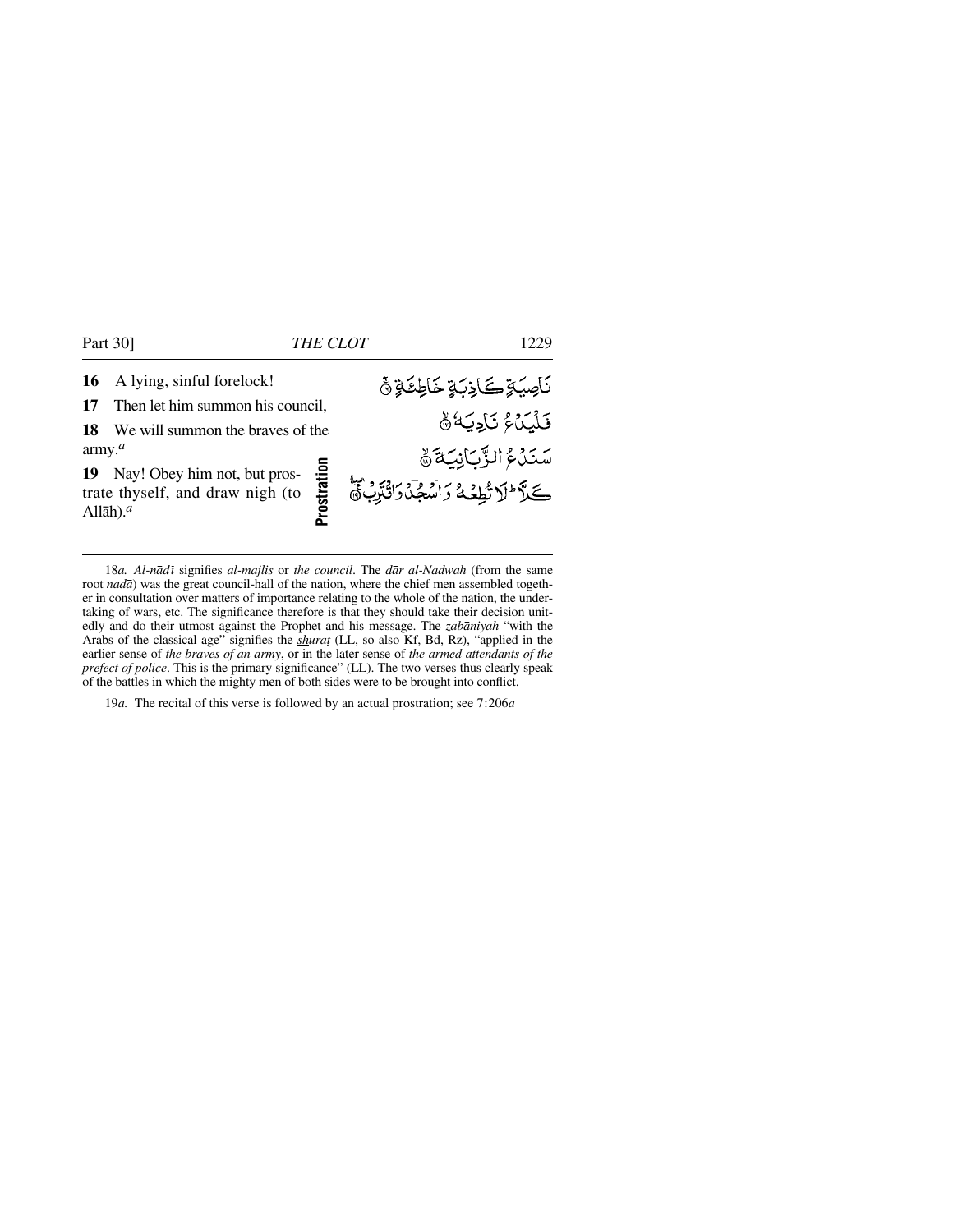**16** A lying, sinful forelock!

**17** Then let him summon his council,

**18** We will summon the braves of the army.[a]

**19** Nay! Obey him not, but prostrate thyself, and draw nigh (to Allāh).[a]

**Prostration**

نَاصِيَةٍ كَاذِبَةٍ خَاطِئَةٍ ﴿١٦﴾

فَلْيَدْعُ نَادِيَهُ ﴿١٧﴾

سَنَدْعُ الزَّبَانِيَةَ ﴿١٨﴾

كَلَّا ۖ لَا تُطِعْهُ وَاسْجُدْ وَاقْتَرِبْ ۩ ﴿١٩﴾

---

18*a*. *Al-nādī* signifies *al-majlis* or *the council*. The *dār al-Nadwah* (from the same root *nadā*) was the great council-hall of the nation, where the chief men assembled together in consultation over matters of importance relating to the whole of the nation, the undertaking of wars, etc. The significance therefore is that they should take their decision unitedly and do their utmost against the Prophet and his message. The *zabāniyah* "with the Arabs of the classical age" signifies the *shuraṭ* (LL, so also Kf, Bd, Rz), "applied in the earlier sense of *the braves of an army*, or in the later sense of *the armed attendants of the prefect of police*. This is the primary significance" (LL). The two verses thus clearly speak of the battles in which the mighty men of both sides were to be brought into conflict.

19*a*. The recital of this verse is followed by an actual prostration; see 7:206*a*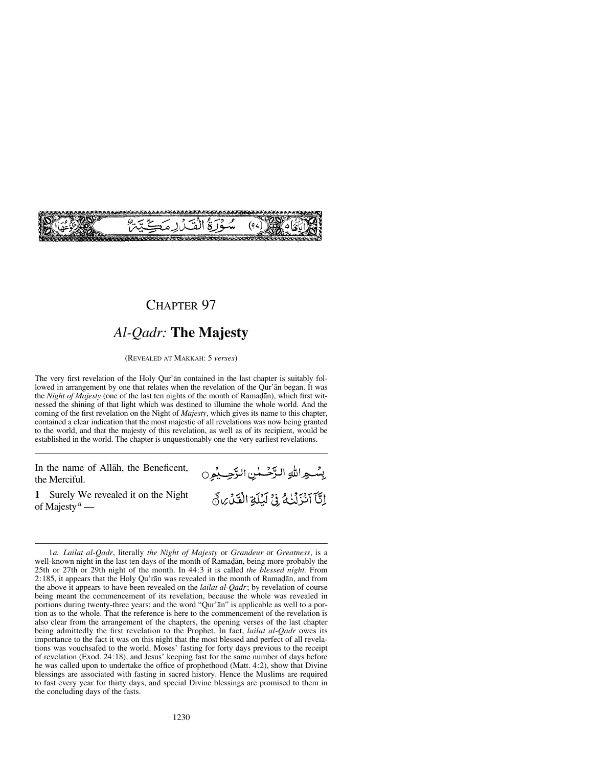سُوْرَةُ الْقَدْرِ مَكِّيَّةٌ (٩٧)

# CHAPTER 97

## *Al-Qadr:* **The Majesty**

(REVEALED AT MAKKAH: 5 *verses*)

The very first revelation of the Holy Qur'ān contained in the last chapter is suitably followed in arrangement by one that relates when the revelation of the Qur'ān began. It was the *Night of Majesty* (one of the last ten nights of the month of Ramaḍān), which first witnessed the shining of that light which was destined to illumine the whole world. And the coming of the first revelation on the Night of *Majesty*, which gives its name to this chapter, contained a clear indication that the most majestic of all revelations was now being granted to the world, and that the majesty of this revelation, as well as of its recipient, would be established in the world. The chapter is unquestionably one the very earliest revelations.

---

In the name of Allāh, the Beneficent, the Merciful.

بِسْمِ اللّٰهِ الرَّحْمٰنِ الرَّحِيْمِ ○

**1** Surely We revealed it on the Night of Majesty[a] —

إِنَّآ اَنْزَلْنٰهُ فِىْ لَيْلَةِ الْقَدْرِ ۝

---

1*a.* *Lailat al-Qadr*, literally *the Night of Majesty* or *Grandeur* or *Greatness*, is a well-known night in the last ten days of the month of Ramaḍān, being more probably the 25th or 27th or 29th night of the month. In 44:3 it is called *the blessed night.* From 2:185, it appears that the Holy Qu'rān was revealed in the month of Ramaḍān, and from the above it appears to have been revealed on the *lailat al-Qadr*; by revelation of course being meant the commencement of its revelation, because the whole was revealed in portions during twenty-three years; and the word "Qur'ān" is applicable as well to a portion as to the whole. That the reference is here to the commencement of the revelation is also clear from the arrangement of the chapters, the opening verses of the last chapter being admittedly the first revelation to the Prophet. In fact, *lailat al-Qadr* owes its importance to the fact it was on this night that the most blessed and perfect of all revelations was vouchsafed to the world. Moses' fasting for forty days previous to the receipt of revelation (Exod. 24:18), and Jesus' keeping fast for the same number of days before he was called upon to undertake the office of prophethood (Matt. 4:2), show that Divine blessings are associated with fasting in sacred history. Hence the Muslims are required to fast every year for thirty days, and special Divine blessings are promised to them in the concluding days of the fasts.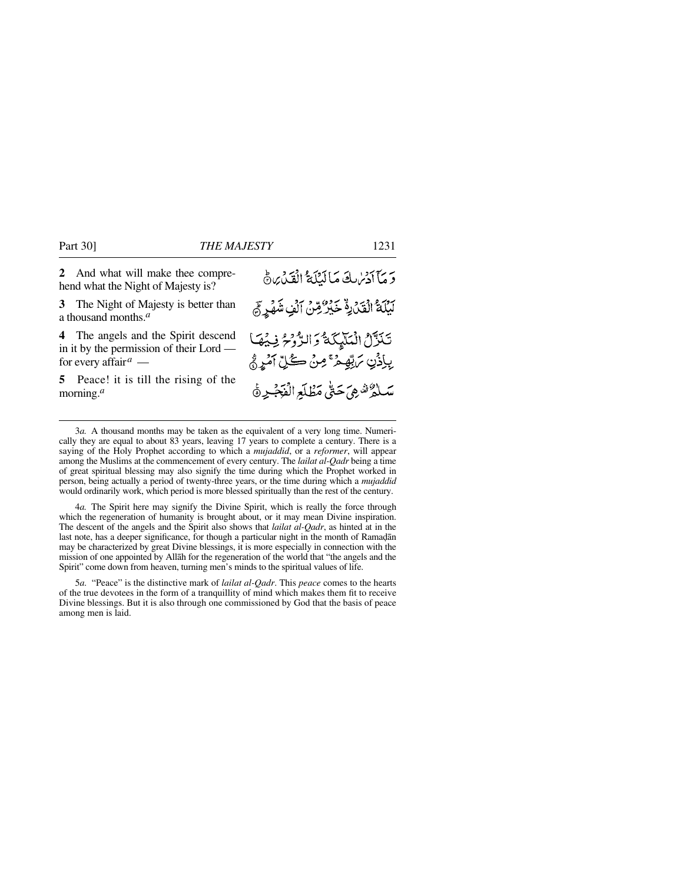**2** And what will make thee comprehend what the Night of Majesty is?

وَمَآ اَدۡرٰىكَ مَا لَيۡلَةُ الۡقَدۡرِؕ‏

**3** The Night of Majesty is better than a thousand months.[a]

لَيۡلَةُ الۡقَدۡرِ ۙ خَيۡرٌ مِّنۡ اَلۡفِ شَهۡرٍؕ‏

**4** The angels and the Spirit descend in it by the permission of their Lord — for every affair[a] —

تَنَزَّلُ الۡمَلٰٓـئِكَةُ وَالرُّوۡحُ فِيۡهَا بِاِذۡنِ رَبِّهِمۡ​ ۚ مِنۡ كُلِّ اَمۡرٍ​ ۛۙ‏

**5** Peace! it is till the rising of the morning.[a]

سَلٰمٌ ​ۛ هِىَ حَتّٰى مَطۡلَعِ الۡفَجۡرِ‏

---

3*a.* A thousand months may be taken as the equivalent of a very long time. Numerically they are equal to about 83 years, leaving 17 years to complete a century. There is a saying of the Holy Prophet according to which a *mujaddid*, or a *reformer*, will appear among the Muslims at the commencement of every century. The *lailat al-Qadr* being a time of great spiritual blessing may also signify the time during which the Prophet worked in person, being actually a period of twenty-three years, or the time during which a *mujaddid* would ordinarily work, which period is more blessed spiritually than the rest of the century.

4*a.* The Spirit here may signify the Divine Spirit, which is really the force through which the regeneration of humanity is brought about, or it may mean Divine inspiration. The descent of the angels and the Spirit also shows that *lailat al-Qadr*, as hinted at in the last note, has a deeper significance, for though a particular night in the month of Ramaḍān may be characterized by great Divine blessings, it is more especially in connection with the mission of one appointed by Allāh for the regeneration of the world that "the angels and the Spirit" come down from heaven, turning men's minds to the spiritual values of life.

5*a.* "Peace" is the distinctive mark of *lailat al-Qadr*. This *peace* comes to the hearts of the true devotees in the form of a tranquillity of mind which makes them fit to receive Divine blessings. But it is also through one commissioned by God that the basis of peace among men is laid.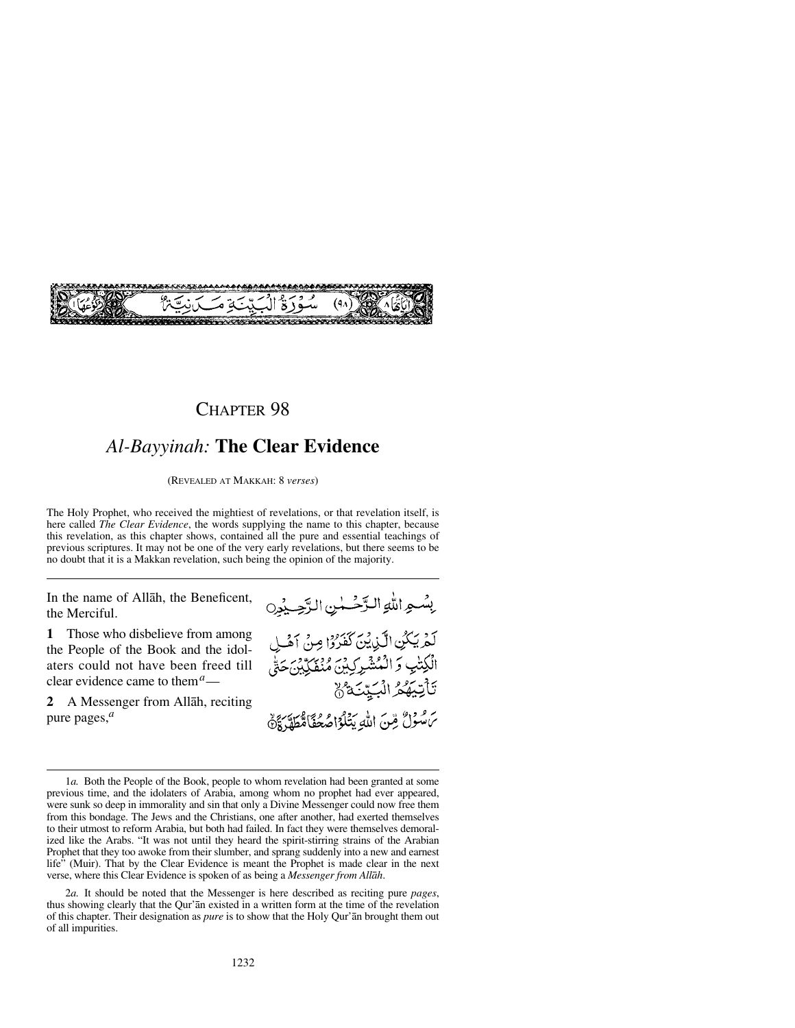سُورَةُ الْبَيِّنَةِ مَدَنِيَّةٌ (٩٨)

# CHAPTER 98

## *Al-Bayyinah:* **The Clear Evidence**

(REVEALED AT MAKKAH: 8 *verses*)

The Holy Prophet, who received the mightiest of revelations, or that revelation itself, is here called *The Clear Evidence*, the words supplying the name to this chapter, because this revelation, as this chapter shows, contained all the pure and essential teachings of previous scriptures. It may not be one of the very early revelations, but there seems to be no doubt that it is a Makkan revelation, such being the opinion of the majority.

---

In the name of Allāh, the Beneficent, the Merciful.

بِسْمِ اللّٰهِ الرَّحْمٰنِ الرَّحِيْمِ

**1** Those who disbelieve from among the People of the Book and the idolaters could not have been freed till clear evidence came to them[a]—

لَمْ يَكُنِ الَّذِيْنَ كَفَرُوْا مِنْ اَهْلِ الْكِتٰبِ وَ الْمُشْرِكِيْنَ مُنْفَكِّيْنَ حَتّٰى تَاْتِيَهُمُ الْبَيِّنَةُ ۙ

**2** A Messenger from Allāh, reciting pure pages,[a]

رَسُوْلٌ مِّنَ اللّٰهِ يَتْلُوْا صُحُفًا مُّطَهَّرَةً ۙ

---

1*a.* Both the People of the Book, people to whom revelation had been granted at some previous time, and the idolaters of Arabia, among whom no prophet had ever appeared, were sunk so deep in immorality and sin that only a Divine Messenger could now free them from this bondage. The Jews and the Christians, one after another, had exerted themselves to their utmost to reform Arabia, but both had failed. In fact they were themselves demoralized like the Arabs. "It was not until they heard the spirit-stirring strains of the Arabian Prophet that they too awoke from their slumber, and sprang suddenly into a new and earnest life" (Muir). That by the Clear Evidence is meant the Prophet is made clear in the next verse, where this Clear Evidence is spoken of as being a *Messenger from Allāh*.

2*a.* It should be noted that the Messenger is here described as reciting pure *pages*, thus showing clearly that the Qur'ān existed in a written form at the time of the revelation of this chapter. Their designation as *pure* is to show that the Holy Qur'ān brought them out of all impurities.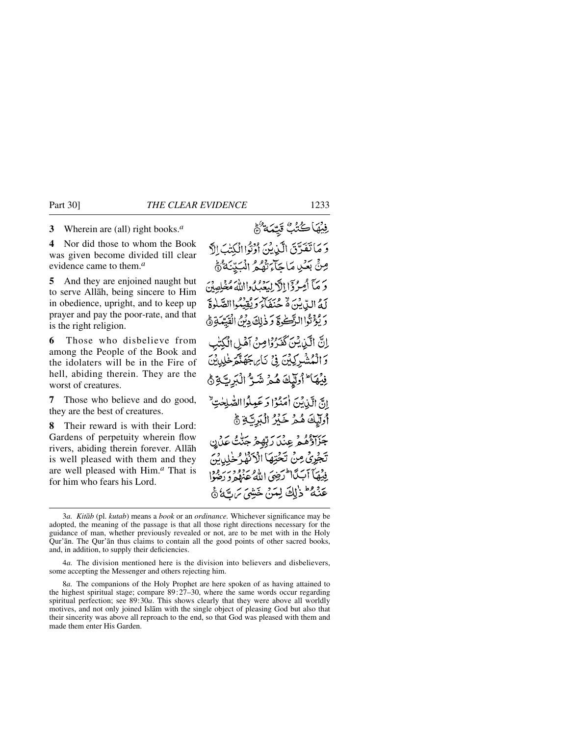**3** Wherein are (all) right books.[a]

فِيهَا كُتُبٌ قَيِّمَةٌ ۝

**4** Nor did those to whom the Book was given become divided till clear evidence came to them.[a]

وَمَا تَفَرَّقَ الَّذِينَ أُوتُوا الْكِتَابَ إِلَّا مِنْ بَعْدِ مَا جَاءَتْهُمُ الْبَيِّنَةُ ۝

**5** And they are enjoined naught but to serve Allāh, being sincere to Him in obedience, upright, and to keep up prayer and pay the poor-rate, and that is the right religion.

وَمَا أُمِرُوا إِلَّا لِيَعْبُدُوا اللَّهَ مُخْلِصِينَ لَهُ الدِّينَ حُنَفَاءَ وَيُقِيمُوا الصَّلَاةَ وَيُؤْتُوا الزَّكَاةَ وَذَٰلِكَ دِينُ الْقَيِّمَةِ ۝

**6** Those who disbelieve from among the People of the Book and the idolaters will be in the Fire of hell, abiding therein. They are the worst of creatures.

إِنَّ الَّذِينَ كَفَرُوا مِنْ أَهْلِ الْكِتَابِ وَالْمُشْرِكِينَ فِي نَارِ جَهَنَّمَ خَالِدِينَ فِيهَا أُولَٰئِكَ هُمْ شَرُّ الْبَرِيَّةِ ۝

**7** Those who believe and do good, they are the best of creatures.

إِنَّ الَّذِينَ آمَنُوا وَعَمِلُوا الصَّالِحَاتِ أُولَٰئِكَ هُمْ خَيْرُ الْبَرِيَّةِ ۝

**8** Their reward is with their Lord: Gardens of perpetuity wherein flow rivers, abiding therein forever. Allāh is well pleased with them and they are well pleased with Him.[a] That is for him who fears his Lord.

جَزَاؤُهُمْ عِنْدَ رَبِّهِمْ جَنَّاتُ عَدْنٍ تَجْرِي مِنْ تَحْتِهَا الْأَنْهَارُ خَالِدِينَ فِيهَا أَبَدًا رَضِيَ اللَّهُ عَنْهُمْ وَرَضُوا عَنْهُ ذَٰلِكَ لِمَنْ خَشِيَ رَبَّهُ ۝

---

3*a*. *Kitāb* (pl. *kutab*) means a *book* or an *ordinance*. Whichever significance may be adopted, the meaning of the passage is that all those right directions necessary for the guidance of man, whether previously revealed or not, are to be met with in the Holy Qur'ān. The Qur'ān thus claims to contain all the good points of other sacred books, and, in addition, to supply their deficiencies.

4*a*. The division mentioned here is the division into believers and disbelievers, some accepting the Messenger and others rejecting him.

8*a*. The companions of the Holy Prophet are here spoken of as having attained to the highest spiritual stage; compare 89:27–30, where the same words occur regarding spiritual perfection; see 89:30*a*. This shows clearly that they were above all worldly motives, and not only joined Islām with the single object of pleasing God but also that their sincerity was above all reproach to the end, so that God was pleased with them and made them enter His Garden.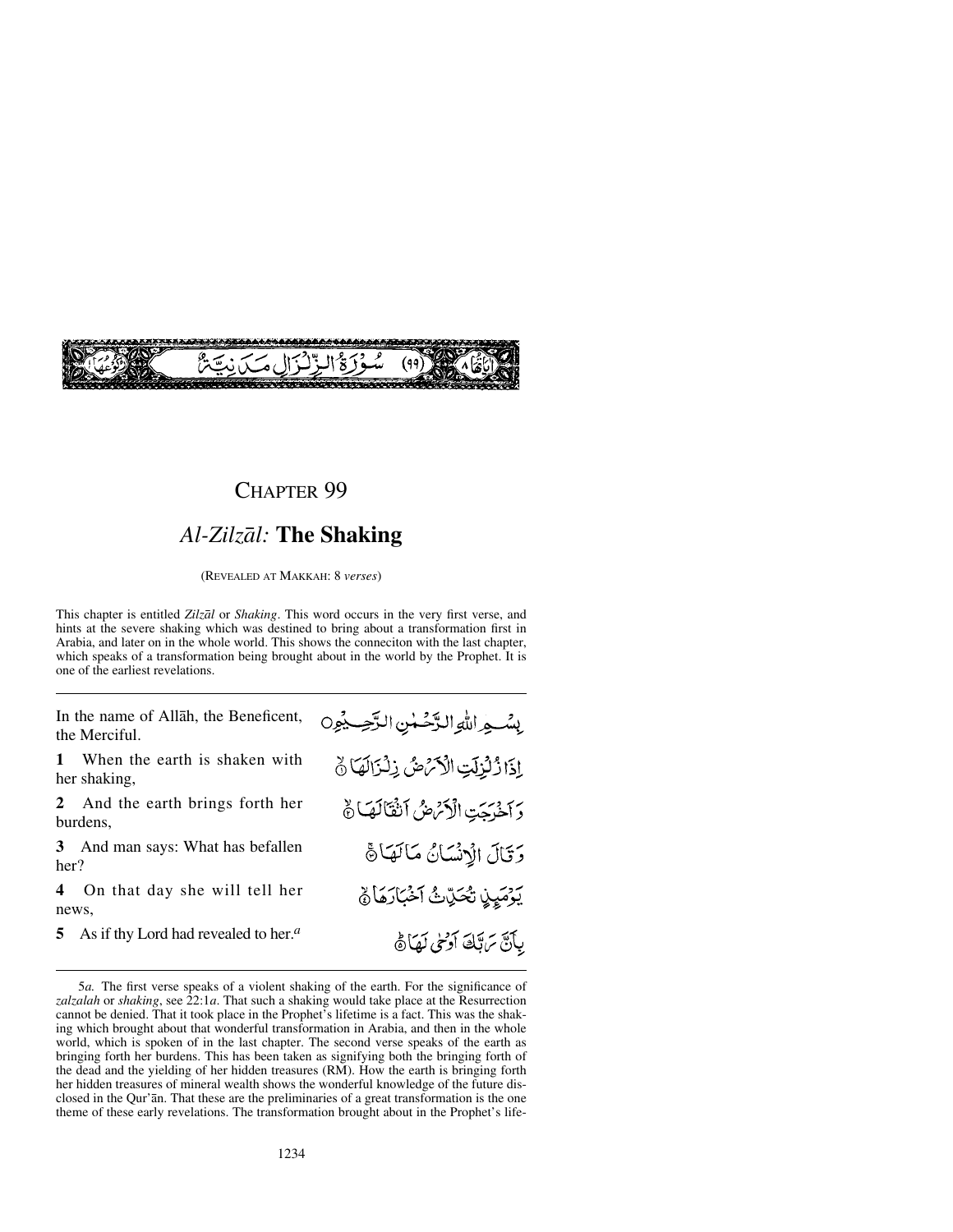سُوْرَةُ الزِّلْزَالِ مَدَنِيَّةٌ (٩٩)

# CHAPTER 99

## *Al-Zilzāl:* The Shaking

(REVEALED AT MAKKAH: 8 *verses*)

This chapter is entitled *Zilzāl* or *Shaking*. This word occurs in the very first verse, and hints at the severe shaking which was destined to bring about a transformation first in Arabia, and later on in the whole world. This shows the conneciton with the last chapter, which speaks of a transformation being brought about in the world by the Prophet. It is one of the earliest revelations.

In the name of Allāh, the Beneficent, the Merciful.

بِسْمِ اللّٰهِ الرَّحْمٰنِ الرَّحِيْمِ

**1** When the earth is shaken with her shaking,

إِذَا زُلْزِلَتِ الْاَرْضُ زِلْزَالَهَا ﴿۱﴾

**2** And the earth brings forth her burdens,

وَ اَخْرَجَتِ الْاَرْضُ اَثْقَالَهَا ﴿۲﴾

**3** And man says: What has befallen her?

وَ قَالَ الْاِنْسَانُ مَا لَهَا ﴿۳﴾

**4** On that day she will tell her news,

يَوْمَئِذٍ تُحَدِّثُ اَخْبَارَهَا ﴿۴﴾

**5** As if thy Lord had revealed to her.[a]

بِاَنَّ رَبَّكَ اَوْحٰى لَهَا ﴿۵﴾

5*a.* The first verse speaks of a violent shaking of the earth. For the significance of *zalzalah* or *shaking*, see 22:1*a*. That such a shaking would take place at the Resurrection cannot be denied. That it took place in the Prophet's lifetime is a fact. This was the shaking which brought about that wonderful transformation in Arabia, and then in the whole world, which is spoken of in the last chapter. The second verse speaks of the earth as bringing forth her burdens. This has been taken as signifying both the bringing forth of the dead and the yielding of her hidden treasures (RM). How the earth is bringing forth her hidden treasures of mineral wealth shows the wonderful knowledge of the future disclosed in the Qur'ān. That these are the preliminaries of a great transformation is the one theme of these early revelations. The transformation brought about in the Prophet's life-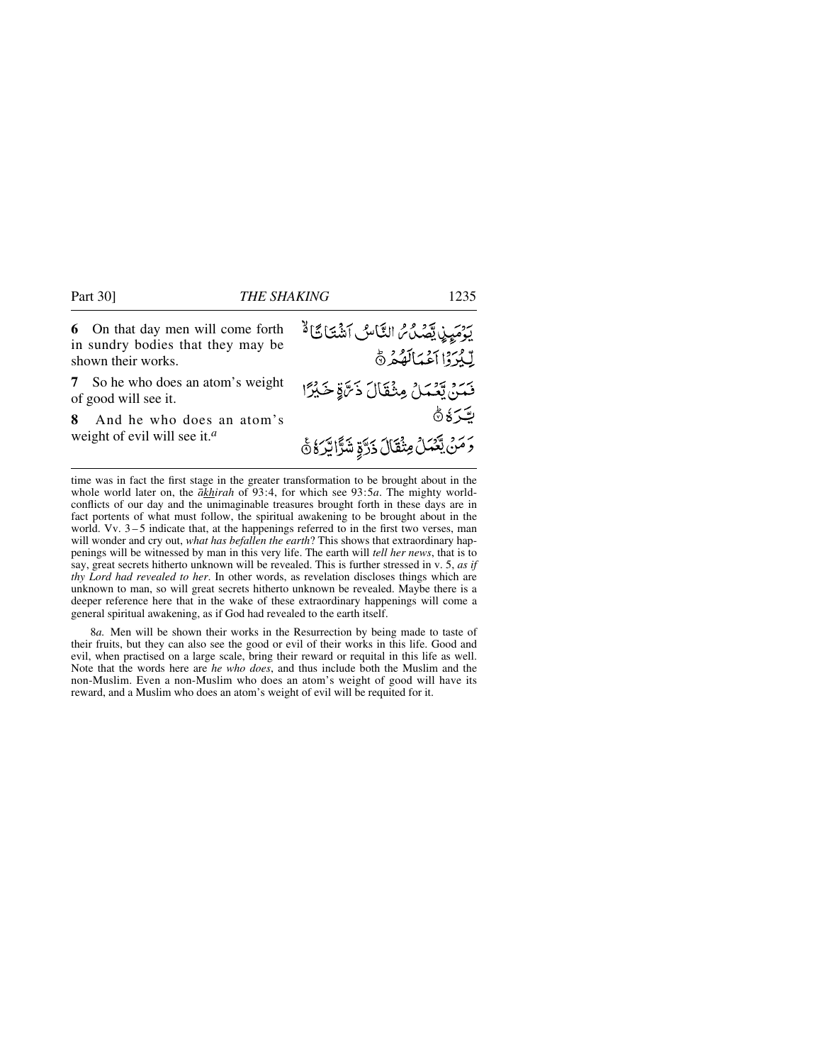**6** On that day men will come forth in sundry bodies that they may be shown their works.

يَوْمَئِذٍ يَّصْدُرُ النَّاسُ اَشْتَاتًا ۙ لِّيُرَوْا اَعْمَالَهُمْ ۝

**7** So he who does an atom's weight of good will see it.

فَمَنْ يَّعْمَلْ مِثْقَالَ ذَرَّةٍ خَيْرًا يَّرَهٗ ۝

**8** And he who does an atom's weight of evil will see it.[a]

وَمَنْ يَّعْمَلْ مِثْقَالَ ذَرَّةٍ شَرًّا يَّرَهٗ ۝

---

time was in fact the first stage in the greater transformation to be brought about in the whole world later on, the *ākhirah* of 93:4, for which see 93:5*a*. The mighty world-conflicts of our day and the unimaginable treasures brought forth in these days are in fact portents of what must follow, the spiritual awakening to be brought about in the world. Vv. 3 – 5 indicate that, at the happenings referred to in the first two verses, man will wonder and cry out, *what has befallen the earth*? This shows that extraordinary happenings will be witnessed by man in this very life. The earth will *tell her news*, that is to say, great secrets hitherto unknown will be revealed. This is further stressed in v. 5, *as if thy Lord had revealed to her*. In other words, as revelation discloses things which are unknown to man, so will great secrets hitherto unknown be revealed. Maybe there is a deeper reference here that in the wake of these extraordinary happenings will come a general spiritual awakening, as if God had revealed to the earth itself.

8*a.* Men will be shown their works in the Resurrection by being made to taste of their fruits, but they can also see the good or evil of their works in this life. Good and evil, when practised on a large scale, bring their reward or requital in this life as well. Note that the words here are *he who does*, and thus include both the Muslim and the non-Muslim. Even a non-Muslim who does an atom's weight of good will have its reward, and a Muslim who does an atom's weight of evil will be requited for it.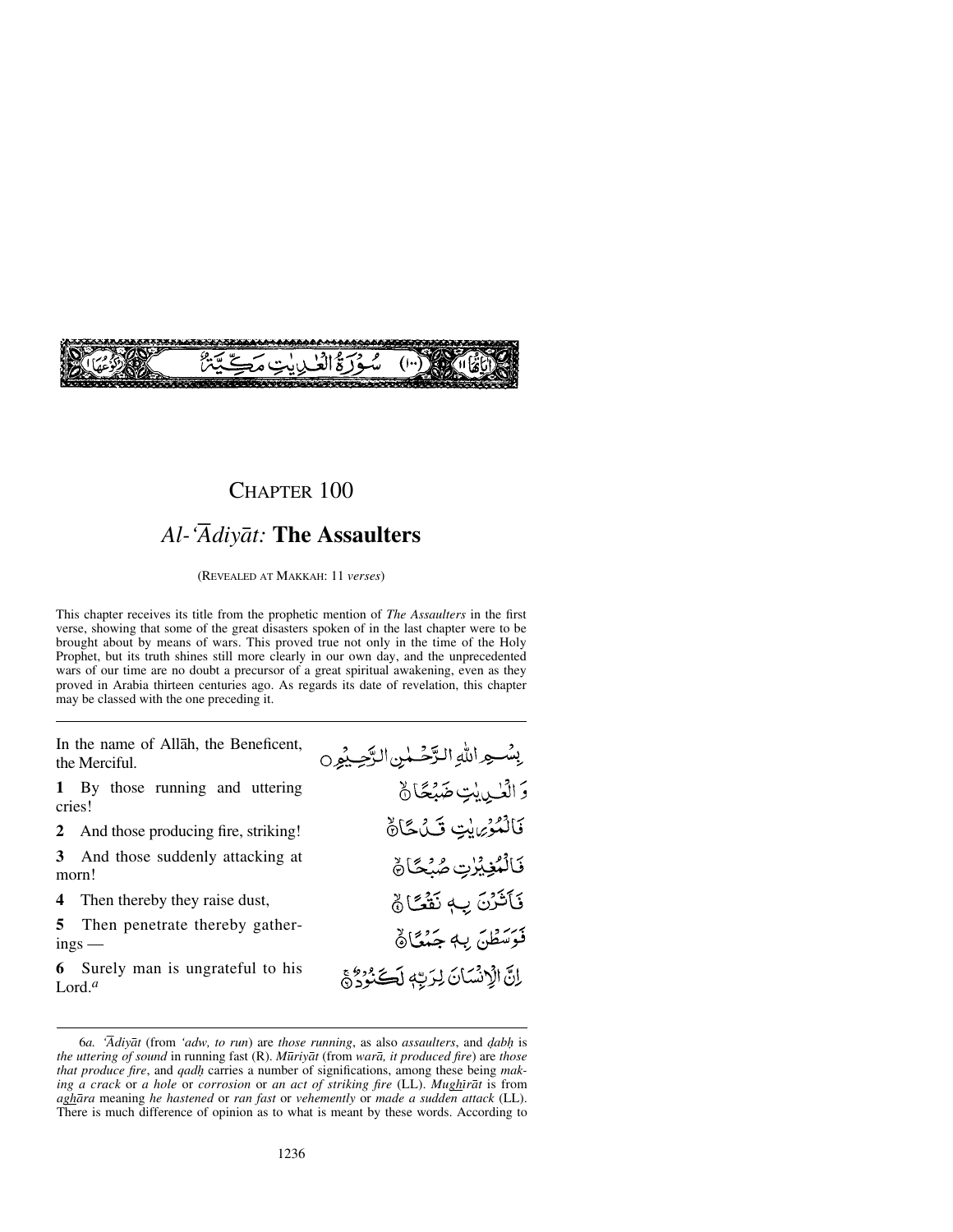سُورَةُ الْعٰدِيٰتِ مَكِّيَّةٌ (١٠٠)

# CHAPTER 100

## *Al-'Ādiyāt:* The Assaulters

(REVEALED AT MAKKAH: 11 *verses*)

This chapter receives its title from the prophetic mention of *The Assaulters* in the first verse, showing that some of the great disasters spoken of in the last chapter were to be brought about by means of wars. This proved true not only in the time of the Holy Prophet, but its truth shines still more clearly in our own day, and the unprecedented wars of our time are no doubt a precursor of a great spiritual awakening, even as they proved in Arabia thirteen centuries ago. As regards its date of revelation, this chapter may be classed with the one preceding it.

---

In the name of Allāh, the Beneficent, the Merciful.

بِسْمِ اللّٰهِ الرَّحْمٰنِ الرَّحِيْمِ

**1** By those running and uttering cries!

وَالْعٰدِيٰتِ ضَبْحًا ۙ

**2** And those producing fire, striking!

فَالْمُوْرِيٰتِ قَدْحًا ۙ

**3** And those suddenly attacking at morn!

فَالْمُغِيْرٰتِ صُبْحًا ۙ

**4** Then thereby they raise dust,

فَاَثَرْنَ بِهٖ نَقْعًا ۙ

**5** Then penetrate thereby gatherings —

فَوَسَطْنَ بِهٖ جَمْعًا ۙ

**6** Surely man is ungrateful to his Lord.[a]

اِنَّ الْاِنْسَانَ لِرَبِّهٖ لَكَنُوْدٌ ۚ

---

6*a.* *'Ādiyāt* (from *'adw, to run*) are *those running*, as also *assaulters*, and *ḍabḥ* is *the uttering of sound* in running fast (R). *Mūriyāt* (from *warā, it produced fire*) are *those that produce fire*, and *qadḥ* carries a number of significations, among these being *making a crack* or *a hole* or *corrosion* or *an act of striking fire* (LL). *Mughīrāt* is from *aghāra* meaning *he hastened* or *ran fast* or *vehemently* or *made a sudden attack* (LL). There is much difference of opinion as to what is meant by these words. According to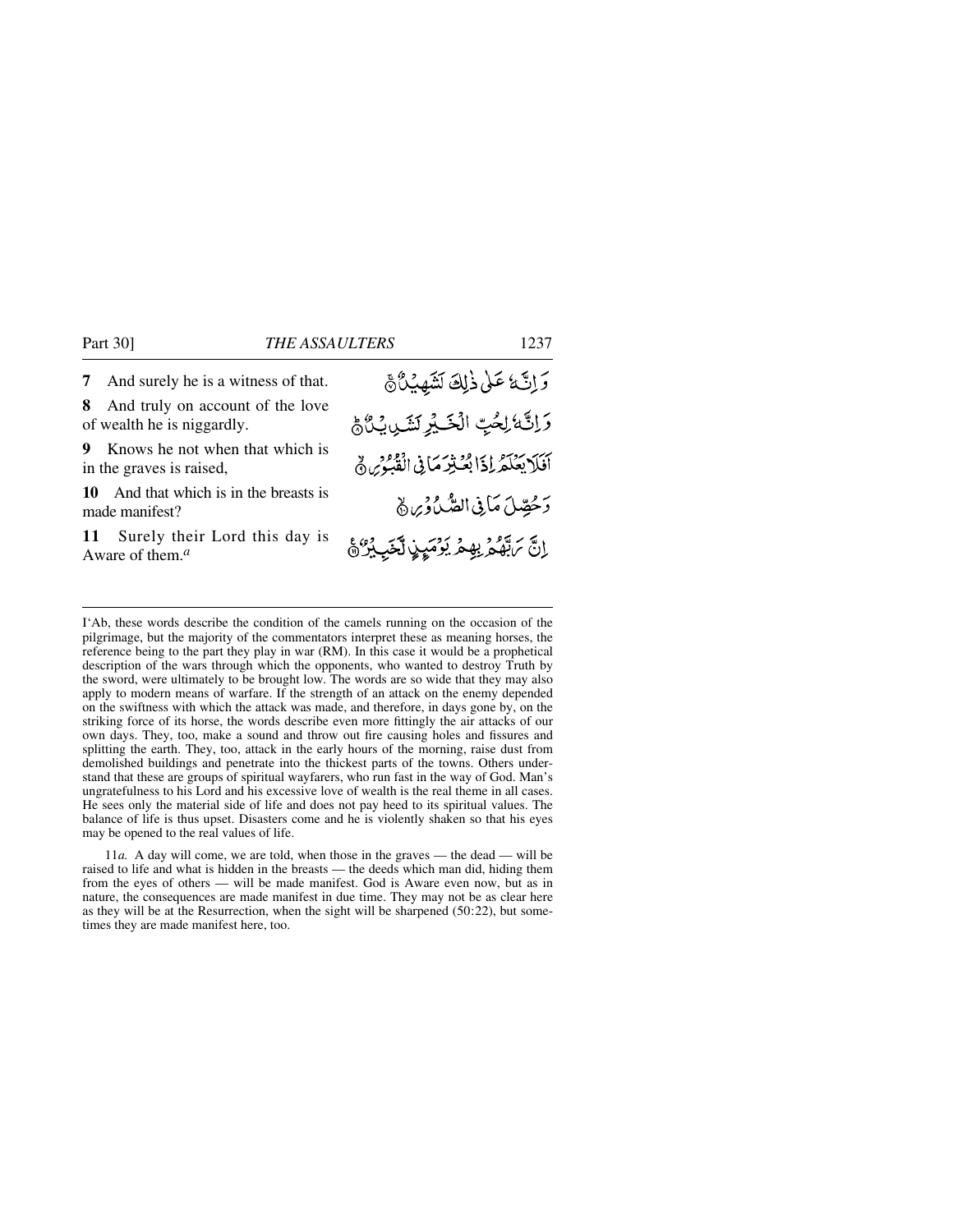**7** And surely he is a witness of that.

وَإِنَّهُۥ عَلَىٰ ذَٰلِكَ لَشَهِيدٌ ۝٧

**8** And truly on account of the love of wealth he is niggardly.

وَإِنَّهُۥ لِحُبِّ الْخَيْرِ لَشَدِيدٌ ۝٨

**9** Knows he not when that which is in the graves is raised,

أَفَلَا يَعْلَمُ إِذَا بُعْثِرَ مَا فِي الْقُبُورِ ۝٩

**10** And that which is in the breasts is made manifest?

وَحُصِّلَ مَا فِي الصُّدُورِ ۝١٠

**11** Surely their Lord this day is Aware of them.[a]

إِنَّ رَبَّهُم بِهِمْ يَوْمَئِذٍ لَّخَبِيرٌ ۝١١

---

I'Ab, these words describe the condition of the camels running on the occasion of the pilgrimage, but the majority of the commentators interpret these as meaning horses, the reference being to the part they play in war (RM). In this case it would be a prophetical description of the wars through which the opponents, who wanted to destroy Truth by the sword, were ultimately to be brought low. The words are so wide that they may also apply to modern means of warfare. If the strength of an attack on the enemy depended on the swiftness with which the attack was made, and therefore, in days gone by, on the striking force of its horse, the words describe even more fittingly the air attacks of our own days. They, too, make a sound and throw out fire causing holes and fissures and splitting the earth. They, too, attack in the early hours of the morning, raise dust from demolished buildings and penetrate into the thickest parts of the towns. Others understand that these are groups of spiritual wayfarers, who run fast in the way of God. Man's ungratefulness to his Lord and his excessive love of wealth is the real theme in all cases. He sees only the material side of life and does not pay heed to its spiritual values. The balance of life is thus upset. Disasters come and he is violently shaken so that his eyes may be opened to the real values of life.

11*a.* A day will come, we are told, when those in the graves — the dead — will be raised to life and what is hidden in the breasts — the deeds which man did, hiding them from the eyes of others — will be made manifest. God is Aware even now, but as in nature, the consequences are made manifest in due time. They may not be as clear here as they will be at the Resurrection, when the sight will be sharpened (50:22), but sometimes they are made manifest here, too.